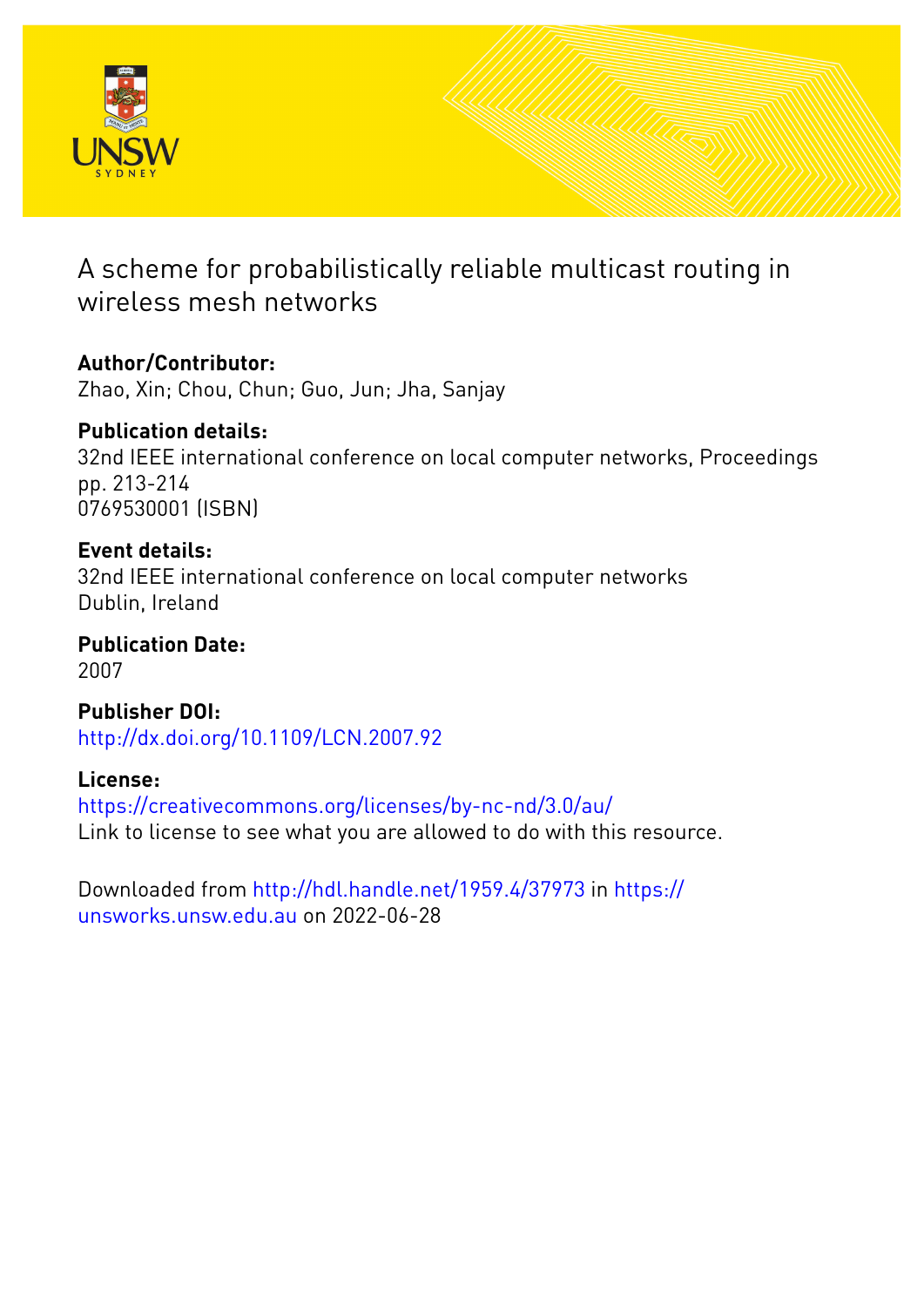# A scheme for probabilistically reliable multicast routing in wireless mesh networks

**Author/Contributor:**
Zhao, Xin; Chou, Chun; Guo, Jun; Jha, Sanjay

**Publication details:**
32nd IEEE international conference on local computer networks, Proceedings
pp. 213-214
0769530001 (ISBN)

**Event details:**
32nd IEEE international conference on local computer networks
Dublin, Ireland

**Publication Date:**
2007

**Publisher DOI:**
http://dx.doi.org/10.1109/LCN.2007.92

**License:**
https://creativecommons.org/licenses/by-nc-nd/3.0/au/
Link to license to see what you are allowed to do with this resource.

Downloaded from http://hdl.handle.net/1959.4/37973 in https://unsworks.unsw.edu.au on 2022-06-28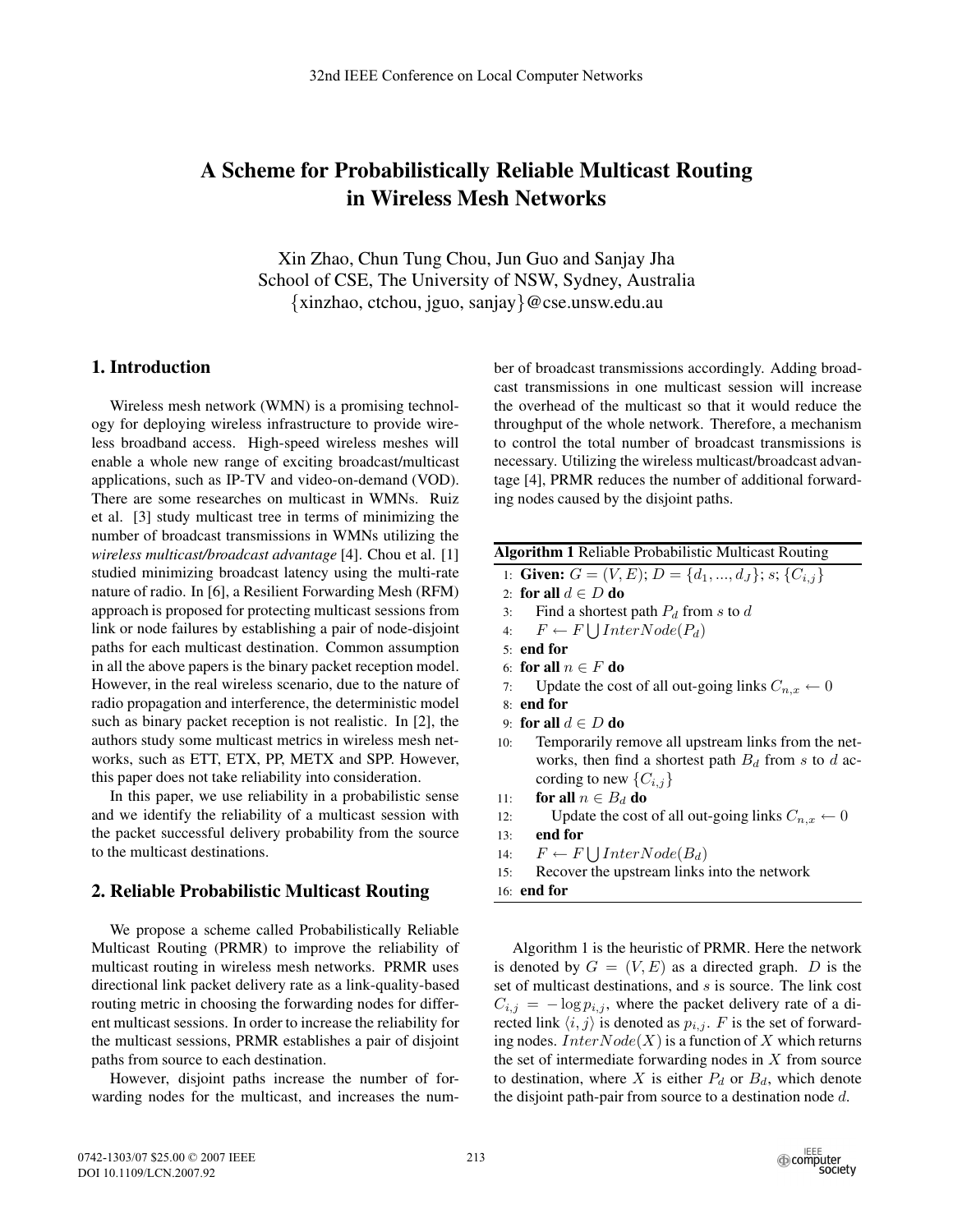# A Scheme for Probabilistically Reliable Multicast Routing in Wireless Mesh Networks

Xin Zhao, Chun Tung Chou, Jun Guo and Sanjay Jha
School of CSE, The University of NSW, Sydney, Australia
{xinzhao, ctchou, jguo, sanjay}@cse.unsw.edu.au

## 1. Introduction

Wireless mesh network (WMN) is a promising technology for deploying wireless infrastructure to provide wireless broadband access. High-speed wireless meshes will enable a whole new range of exciting broadcast/multicast applications, such as IP-TV and video-on-demand (VOD). There are some researches on multicast in WMNs. Ruiz et al. [3] study multicast tree in terms of minimizing the number of broadcast transmissions in WMNs utilizing the *wireless multicast/broadcast advantage* [4]. Chou et al. [1] studied minimizing broadcast latency using the multi-rate nature of radio. In [6], a Resilient Forwarding Mesh (RFM) approach is proposed for protecting multicast sessions from link or node failures by establishing a pair of node-disjoint paths for each multicast destination. Common assumption in all the above papers is the binary packet reception model. However, in the real wireless scenario, due to the nature of radio propagation and interference, the deterministic model such as binary packet reception is not realistic. In [2], the authors study some multicast metrics in wireless mesh networks, such as ETT, ETX, PP, METX and SPP. However, this paper does not take reliability into consideration.

In this paper, we use reliability in a probabilistic sense and we identify the reliability of a multicast session with the packet successful delivery probability from the source to the multicast destinations.

## 2. Reliable Probabilistic Multicast Routing

We propose a scheme called Probabilistically Reliable Multicast Routing (PRMR) to improve the reliability of multicast routing in wireless mesh networks. PRMR uses directional link packet delivery rate as a link-quality-based routing metric in choosing the forwarding nodes for different multicast sessions. In order to increase the reliability for the multicast sessions, PRMR establishes a pair of disjoint paths from source to each destination.

However, disjoint paths increase the number of forwarding nodes for the multicast, and increases the number of broadcast transmissions accordingly. Adding broadcast transmissions in one multicast session will increase the overhead of the multicast so that it would reduce the throughput of the whole network. Therefore, a mechanism to control the total number of broadcast transmissions is necessary. Utilizing the wireless multicast/broadcast advantage [4], PRMR reduces the number of additional forwarding nodes caused by the disjoint paths.

**Algorithm 1** Reliable Probabilistic Multicast Routing

```
1:  Given: G = (V, E); D = {d_1, ..., d_J}; s; {C_{i,j}}
2:  for all d ∈ D do
3:      Find a shortest path P_d from s to d
4:      F ← F ⋃ InterNode(P_d)
5:  end for
6:  for all n ∈ F do
7:      Update the cost of all out-going links C_{n,x} ← 0
8:  end for
9:  for all d ∈ D do
10:     Temporarily remove all upstream links from the networks, then find a shortest path B_d from s to d according to new {C_{i,j}}
11:     for all n ∈ B_d do
12:         Update the cost of all out-going links C_{n,x} ← 0
13:     end for
14:     F ← F ⋃ InterNode(B_d)
15:     Recover the upstream links into the network
16: end for
```

Algorithm 1 is the heuristic of PRMR. Here the network is denoted by $G = (V, E)$ as a directed graph. $D$ is the set of multicast destinations, and $s$ is source. The link cost $C_{i,j} = -\log p_{i,j}$, where the packet delivery rate of a directed link $\langle i, j \rangle$ is denoted as $p_{i,j}$. $F$ is the set of forwarding nodes. $InterNode(X)$ is a function of $X$ which returns the set of intermediate forwarding nodes in $X$ from source to destination, where $X$ is either $P_d$ or $B_d$, which denote the disjoint path-pair from source to a destination node $d$.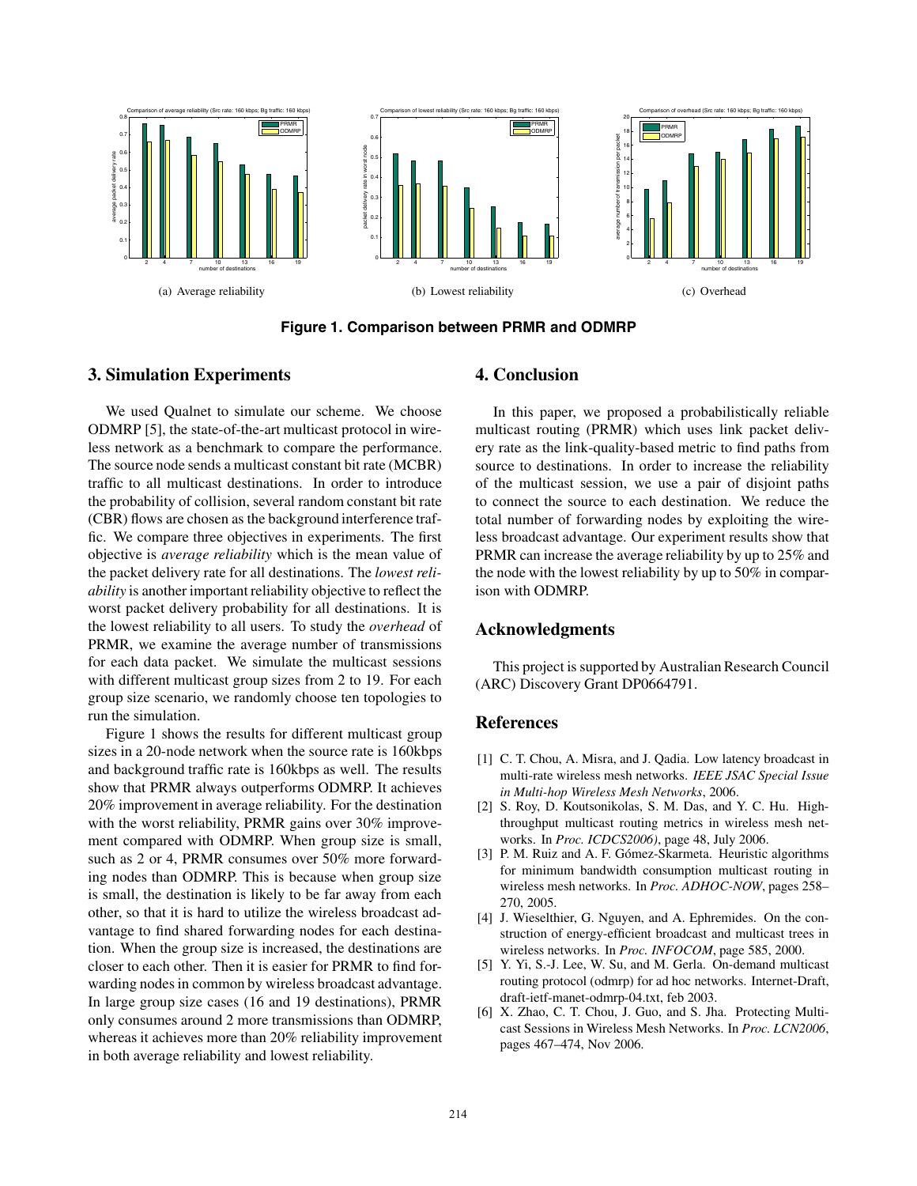Comparison of average reliability (Src rate: 160 kbps; Bg traffic: 160 kbps)

average packet delivery rate

number of destinations

PRMR
ODMRP

(a) Average reliability

Comparison of lowest reliability (Src rate: 160 kbps; Bg traffic: 160 kbps)

packet delivery rate in worst node

number of destinations

PRMR
ODMRP

(b) Lowest reliability

Comparison of overhead (Src rate: 160 kbps; Bg traffic: 160 kbps)

average number of transmission per packet

number of destinations

PRMR
ODMRP

(c) Overhead

**Figure 1. Comparison between PRMR and ODMRP**

## 3. Simulation Experiments

We used Qualnet to simulate our scheme. We choose ODMRP [5], the state-of-the-art multicast protocol in wireless network as a benchmark to compare the performance. The source node sends a multicast constant bit rate (MCBR) traffic to all multicast destinations. In order to introduce the probability of collision, several random constant bit rate (CBR) flows are chosen as the background interference traffic. We compare three objectives in experiments. The first objective is *average reliability* which is the mean value of the packet delivery rate for all destinations. The *lowest reliability* is another important reliability objective to reflect the worst packet delivery probability for all destinations. It is the lowest reliability to all users. To study the *overhead* of PRMR, we examine the average number of transmissions for each data packet. We simulate the multicast sessions with different multicast group sizes from 2 to 19. For each group size scenario, we randomly choose ten topologies to run the simulation.

Figure 1 shows the results for different multicast group sizes in a 20-node network when the source rate is 160kbps and background traffic rate is 160kbps as well. The results show that PRMR always outperforms ODMRP. It achieves 20% improvement in average reliability. For the destination with the worst reliability, PRMR gains over 30% improvement compared with ODMRP. When group size is small, such as 2 or 4, PRMR consumes over 50% more forwarding nodes than ODMRP. This is because when group size is small, the destination is likely to be far away from each other, so that it is hard to utilize the wireless broadcast advantage to find shared forwarding nodes for each destination. When the group size is increased, the destinations are closer to each other. Then it is easier for PRMR to find forwarding nodes in common by wireless broadcast advantage. In large group size cases (16 and 19 destinations), PRMR only consumes around 2 more transmissions than ODMRP, whereas it achieves more than 20% reliability improvement in both average reliability and lowest reliability.

## 4. Conclusion

In this paper, we proposed a probabilistically reliable multicast routing (PRMR) which uses link packet delivery rate as the link-quality-based metric to find paths from source to destinations. In order to increase the reliability of the multicast session, we use a pair of disjoint paths to connect the source to each destination. We reduce the total number of forwarding nodes by exploiting the wireless broadcast advantage. Our experiment results show that PRMR can increase the average reliability by up to 25% and the node with the lowest reliability by up to 50% in comparison with ODMRP.

## Acknowledgments

This project is supported by Australian Research Council (ARC) Discovery Grant DP0664791.

## References

[1] C. T. Chou, A. Misra, and J. Qadia. Low latency broadcast in multi-rate wireless mesh networks. *IEEE JSAC Special Issue in Multi-hop Wireless Mesh Networks*, 2006.

[2] S. Roy, D. Koutsonikolas, S. M. Das, and Y. C. Hu. High-throughput multicast routing metrics in wireless mesh networks. In *Proc. ICDCS2006)*, page 48, July 2006.

[3] P. M. Ruiz and A. F. Gómez-Skarmeta. Heuristic algorithms for minimum bandwidth consumption multicast routing in wireless mesh networks. In *Proc. ADHOC-NOW*, pages 258–270, 2005.

[4] J. Wieselthier, G. Nguyen, and A. Ephremides. On the construction of energy-efficient broadcast and multicast trees in wireless networks. In *Proc. INFOCOM*, page 585, 2000.

[5] Y. Yi, S.-J. Lee, W. Su, and M. Gerla. On-demand multicast routing protocol (odmrp) for ad hoc networks. Internet-Draft, draft-ietf-manet-odmrp-04.txt, feb 2003.

[6] X. Zhao, C. T. Chou, J. Guo, and S. Jha. Protecting Multicast Sessions in Wireless Mesh Networks. In *Proc. LCN2006*, pages 467–474, Nov 2006.